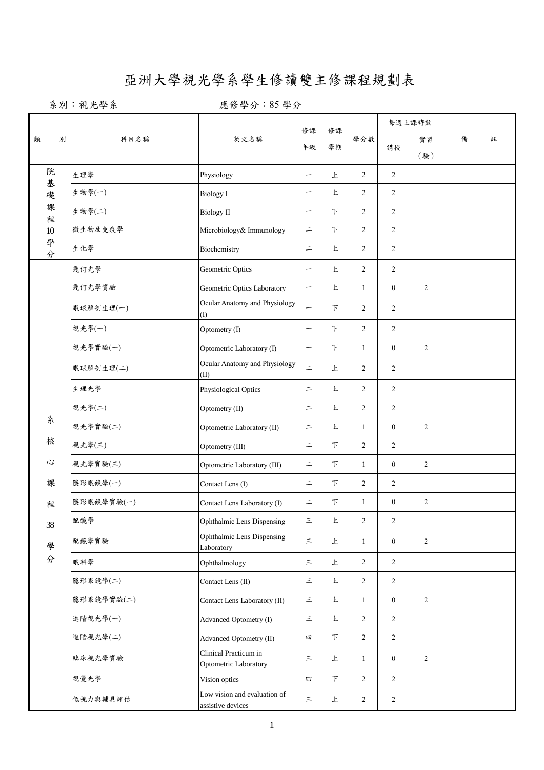# 亞洲大學視光學系學生修讀雙主修課程規劃表

系別：視光學系　　　　　　應修學分：85 學分

| 類　　別 | 科目名稱 | 英文名稱 | 修課年級 | 修課學期 | 學分數 | 每週上課時數 | | 備　　註 |
|---|---|---|---|---|---|---|---|---|
| | | | | | | 講授 | 實習（驗） | |
| 院基礎課程10學分 | 生理學 | Physiology | 一 | 上 | 2 | 2 | | |
| | 生物學(一) | Biology I | 一 | 上 | 2 | 2 | | |
| | 生物學(二) | Biology II | 一 | 下 | 2 | 2 | | |
| | 微生物及免疫學 | Microbiology& Immunology | 二 | 下 | 2 | 2 | | |
| | 生化學 | Biochemistry | 二 | 上 | 2 | 2 | | |
| 系核心課程38學分 | 幾何光學 | Geometric Optics | 一 | 上 | 2 | 2 | | |
| | 幾何光學實驗 | Geometric Optics Laboratory | 一 | 上 | 1 | 0 | 2 | |
| | 眼球解剖生理(一) | Ocular Anatomy and Physiology (I) | 一 | 下 | 2 | 2 | | |
| | 視光學(一) | Optometry (I) | 一 | 下 | 2 | 2 | | |
| | 視光學實驗(一) | Optometric Laboratory (I) | 一 | 下 | 1 | 0 | 2 | |
| | 眼球解剖生理(二) | Ocular Anatomy and Physiology (II) | 二 | 上 | 2 | 2 | | |
| | 生理光學 | Physiological Optics | 二 | 上 | 2 | 2 | | |
| | 視光學(二) | Optometry (II) | 二 | 上 | 2 | 2 | | |
| | 視光學實驗(二) | Optometric Laboratory (II) | 二 | 上 | 1 | 0 | 2 | |
| | 視光學(三) | Optometry (III) | 二 | 下 | 2 | 2 | | |
| | 視光學實驗(三) | Optometric Laboratory (III) | 二 | 下 | 1 | 0 | 2 | |
| | 隱形眼鏡學(一) | Contact Lens (I) | 二 | 下 | 2 | 2 | | |
| | 隱形眼鏡學實驗(一) | Contact Lens Laboratory (I) | 二 | 下 | 1 | 0 | 2 | |
| | 配鏡學 | Ophthalmic Lens Dispensing | 三 | 上 | 2 | 2 | | |
| | 配鏡學實驗 | Ophthalmic Lens Dispensing Laboratory | 三 | 上 | 1 | 0 | 2 | |
| | 眼科學 | Ophthalmology | 三 | 上 | 2 | 2 | | |
| | 隱形眼鏡學(二) | Contact Lens (II) | 三 | 上 | 2 | 2 | | |
| | 隱形眼鏡學實驗(二) | Contact Lens Laboratory (II) | 三 | 上 | 1 | 0 | 2 | |
| | 進階視光學(一) | Advanced Optometry (I) | 三 | 上 | 2 | 2 | | |
| | 進階視光學(二) | Advanced Optometry (II) | 四 | 下 | 2 | 2 | | |
| | 臨床視光學實驗 | Clinical Practicum in Optometric Laboratory | 三 | 上 | 1 | 0 | 2 | |
| | 視覺光學 | Vision optics | 四 | 下 | 2 | 2 | | |
| | 低視力與輔具評估 | Low vision and evaluation of assistive devices | 三 | 上 | 2 | 2 | | |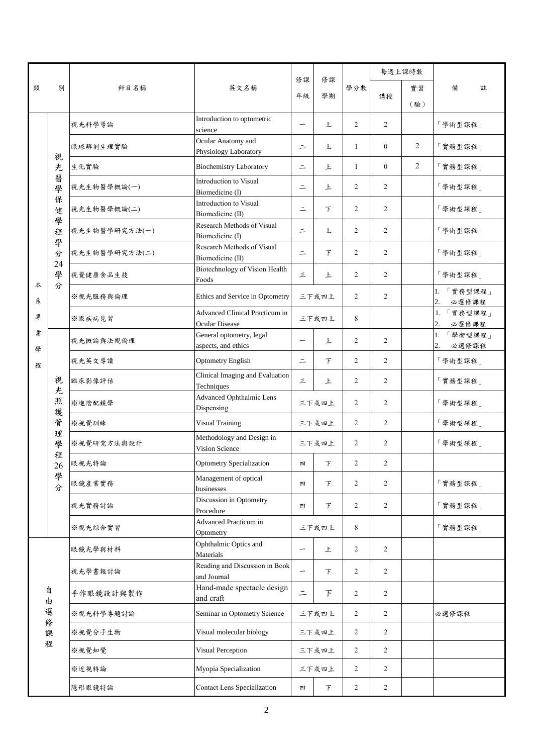| 類 | 別 | 科目名稱 | 英文名稱 | 修課年級 | 修課學期 | 學分數 | 每週上課時數 | | 備註 |
|---|---|---|---|---|---|---|---|---|---|
| | | | | | | | 講授 | 實習（驗） | |
| 本系專業學程 | 視光醫學保健學程學分24學分 | 視光科學導論 | Introduction to optometric science | 一 | 上 | 2 | 2 | | 「學術型課程」 |
| | | 眼球解剖生理實驗 | Ocular Anatomy and Physiology Laboratory | 二 | 上 | 1 | 0 | 2 | 「實務型課程」 |
| | | 生化實驗 | Biochemistry Laboratory | 二 | 上 | 1 | 0 | 2 | 「實務型課程」 |
| | | 視光生物醫學概論(一) | Introduction to Visual Biomedicine (I) | 二 | 上 | 2 | 2 | | 「學術型課程」 |
| | | 視光生物醫學概論(二) | Introduction to Visual Biomedicine (II) | 二 | 下 | 2 | 2 | | 「學術型課程」 |
| | | 視光生物醫學研究方法(一) | Research Methods of Visual Biomedicine (I) | 二 | 上 | 2 | 2 | | 「學術型課程」 |
| | | 視光生物醫學研究方法(二) | Research Methods of Visual Biomedicine (II) | 二 | 下 | 2 | 2 | | 「學術型課程」 |
| | | 視覺健康食品生技 | Biotechnology of Vision Health Foods | 三 | 上 | 2 | 2 | | 「學術型課程」 |
| | | ※視光服務與倫理 | Ethics and Service in Optometry | 三下或四上 | | 2 | 2 | | 1. 「實務型課程」 2. 必選修課程 |
| | | ※眼疾病見習 | Advanced Clinical Practicum in Ocular Disease | 三下或四上 | | 8 | | | 1. 「實務型課程」 2. 必選修課程 |
| | 視光照護管理學程26學分 | 視光概論與法規倫理 | General optometry, legal aspects, and ethics | 一 | 上 | 2 | 2 | | 1. 「學術型課程」 2. 必選修課程 |
| | | 視光英文導讀 | Optometry English | 二 | 下 | 2 | 2 | | 「學術型課程」 |
| | | 臨床影像評估 | Clinical Imaging and Evaluation Techniques | 三 | 上 | 2 | 2 | | 「實務型課程」 |
| | | ※進階配鏡學 | Advanced Ophthalmic Lens Dispensing | 三下或四上 | | 2 | 2 | | 「學術型課程」 |
| | | ※視覺訓練 | Visual Training | 三下或四上 | | 2 | 2 | | 「學術型課程」 |
| | | ※視覺研究方法與設計 | Methodology and Design in Vision Science | 三下或四上 | | 2 | 2 | | 「學術型課程」 |
| | | 眼視光特論 | Optometry Specialization | 四 | 下 | 2 | 2 | | |
| | | 眼鏡產業實務 | Management of optical businesses | 四 | 下 | 2 | 2 | | 「實務型課程」 |
| | | 視光實務討論 | Discussion in Optometry Procedure | 四 | 下 | 2 | 2 | | 「實務型課程」 |
| | | ※視光綜合實習 | Advanced Practicum in Optometry | 三下或四上 | | 8 | | | 「實務型課程」 |
| 自由選修課程 | | 眼鏡光學與材料 | Ophthalmic Optics and Materials | 一 | 上 | 2 | 2 | | |
| | | 視光學書報討論 | Reading and Discussion in Book and Journal | 一 | 下 | 2 | 2 | | |
| | | 手作眼鏡設計與製作 | Hand-made spectacle design and craft | 二 | 下 | 2 | 2 | | |
| | | ※視光科學專題討論 | Seminar in Optometry Science | 三下或四上 | | 2 | 2 | | 必選修課程 |
| | | ※視覺分子生物 | Visual molecular biology | 三下或四上 | | 2 | 2 | | |
| | | ※視覺知覺 | Visual Perception | 三下或四上 | | 2 | 2 | | |
| | | ※近視特論 | Myopia Specialization | 三下或四上 | | 2 | 2 | | |
| | | 隱形眼鏡特論 | Contact Lens Specialization | 四 | 下 | 2 | 2 | | |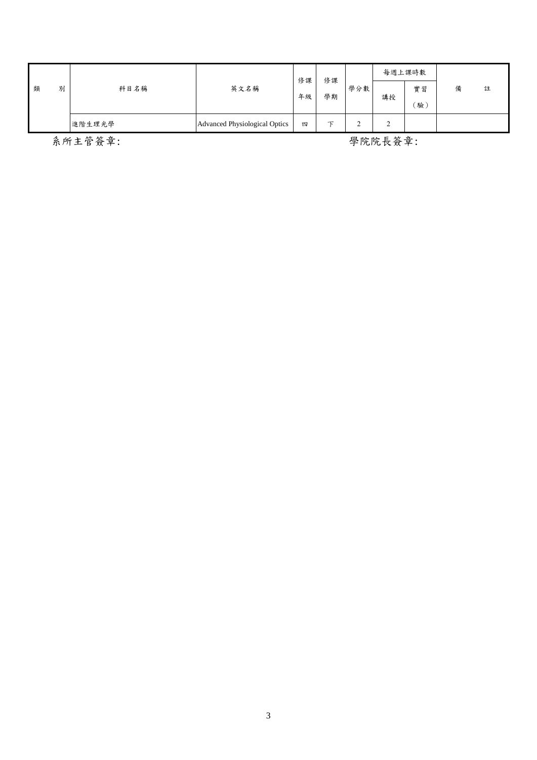| 類　別 | 科目名稱 | 英文名稱 | 修課年級 | 修課學期 | 學分數 | 每週上課時數 | | 備　註 |
|---|---|---|---|---|---|---|---|---|
| | | | | | | 講授 | 實習(驗) | |
| | 進階生理光學 | Advanced Physiological Optics | 四 | 下 | 2 | 2 | | |

系所主管簽章:　　　　　　　　　　　　　　　學院院長簽章: